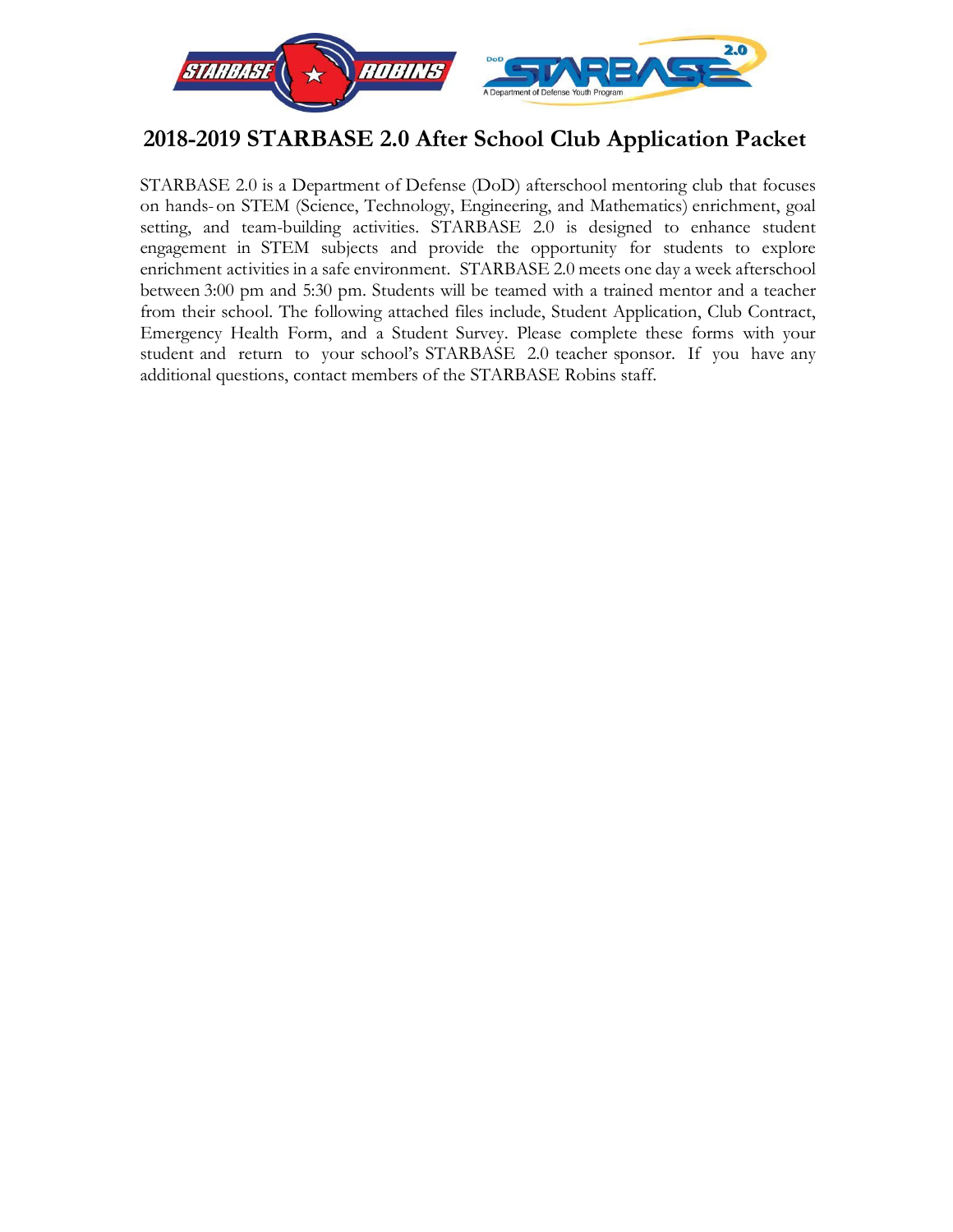# 2018-2019 STARBASE 2.0 After School Club Application Packet

STARBASE 2.0 is a Department of Defense (DoD) afterschool mentoring club that focuses on hands-on STEM (Science, Technology, Engineering, and Mathematics) enrichment, goal setting, and team-building activities. STARBASE 2.0 is designed to enhance student engagement in STEM subjects and provide the opportunity for students to explore enrichment activities in a safe environment. STARBASE 2.0 meets one day a week afterschool between 3:00 pm and 5:30 pm. Students will be teamed with a trained mentor and a teacher from their school. The following attached files include, Student Application, Club Contract, Emergency Health Form, and a Student Survey. Please complete these forms with your student and return to your school's STARBASE 2.0 teacher sponsor. If you have any additional questions, contact members of the STARBASE Robins staff.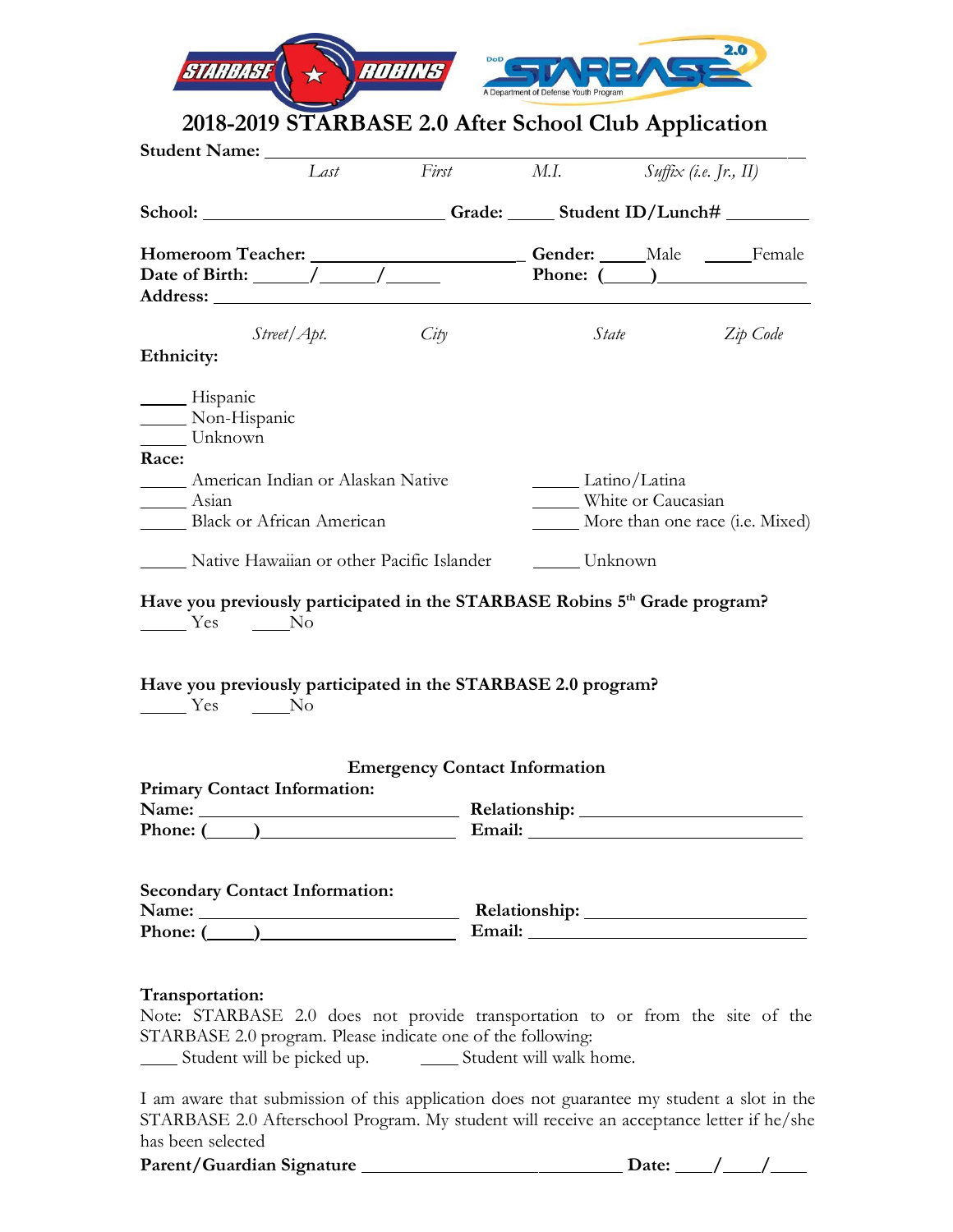# 2018-2019 STARBASE 2.0 After School Club Application

**Student Name:** ______________________________________________
*Last* *First* *M.I.* *Suffix (i.e. Jr., II)*

**School:** ________________________ **Grade:** _____ **Student ID/Lunch#** _________

**Homeroom Teacher:** ______________________ **Gender:** _____Male _____Female

**Date of Birth:** _____/_____/_____ **Phone:** (_____)_______________

**Address:** ______________________________________________
*Street/Apt.* *City* *State* *Zip Code*

**Ethnicity:**

_____ Hispanic
_____ Non-Hispanic
_____ Unknown

**Race:**

_____ American Indian or Alaskan Native
_____ Asian
_____ Black or African American
_____ Native Hawaiian or other Pacific Islander
_____ Latino/Latina
_____ White or Caucasian
_____ More than one race (i.e. Mixed)
_____ Unknown

**Have you previously participated in the STARBASE Robins 5th Grade program?**

_____ Yes _____No

**Have you previously participated in the STARBASE 2.0 program?**

_____ Yes _____No

**Emergency Contact Information**

**Primary Contact Information:**

**Name:** __________________________ **Relationship:** ____________________

**Phone:** (_____)__________________ **Email:** __________________________

**Secondary Contact Information:**

**Name:** __________________________ **Relationship:** ____________________

**Phone:** (_____)__________________ **Email:** __________________________

**Transportation:**

Note: STARBASE 2.0 does not provide transportation to or from the site of the STARBASE 2.0 program. Please indicate one of the following:

____ Student will be picked up. ____ Student will walk home.

I am aware that submission of this application does not guarantee my student a slot in the STARBASE 2.0 Afterschool Program. My student will receive an acceptance letter if he/she has been selected

**Parent/Guardian Signature** ___________________________ **Date:** ____/____/____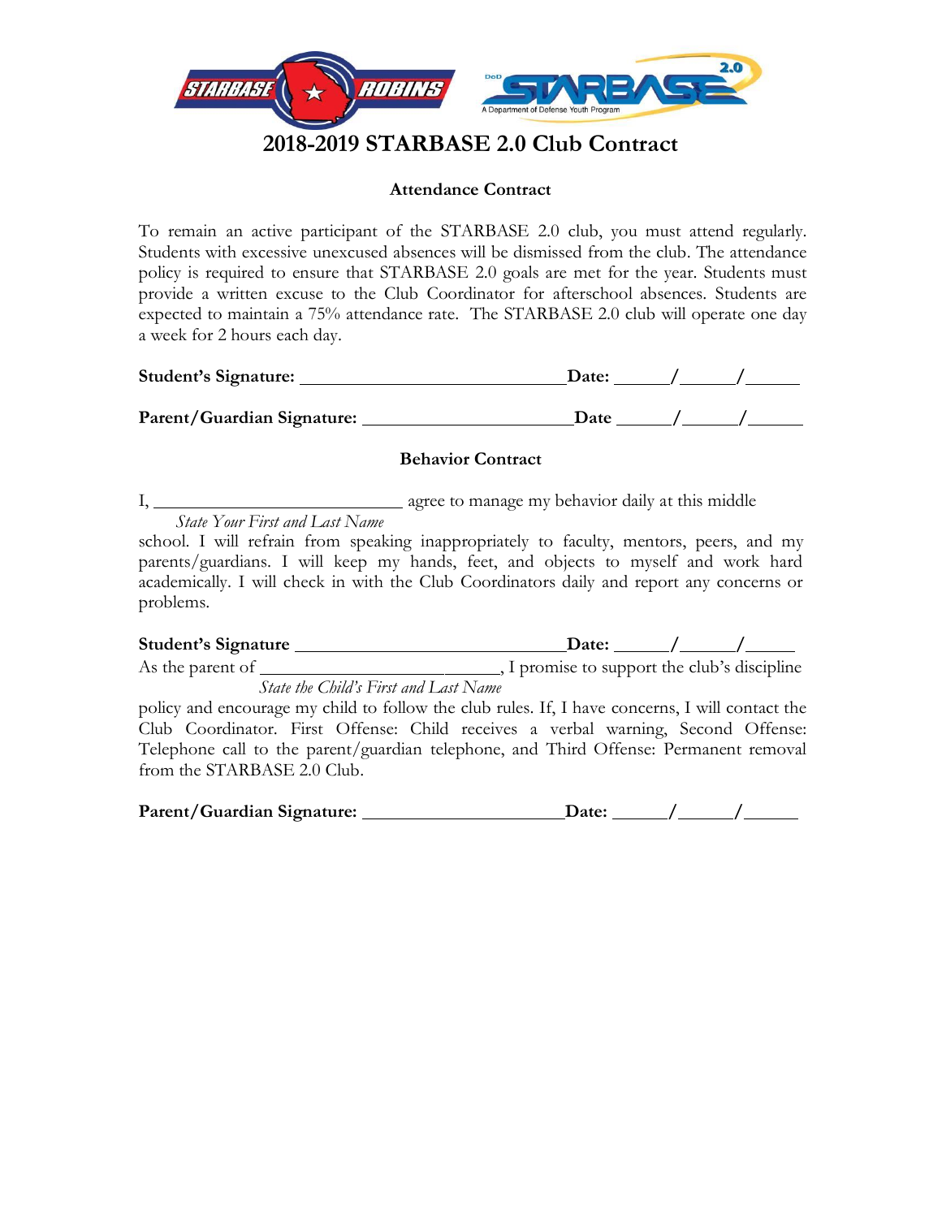# 2018-2019 STARBASE 2.0 Club Contract

### Attendance Contract

To remain an active participant of the STARBASE 2.0 club, you must attend regularly. Students with excessive unexcused absences will be dismissed from the club. The attendance policy is required to ensure that STARBASE 2.0 goals are met for the year. Students must provide a written excuse to the Club Coordinator for afterschool absences. Students are expected to maintain a 75% attendance rate. The STARBASE 2.0 club will operate one day a week for 2 hours each day.

**Student's Signature:** ____________________________ **Date:** _____/_____/_____

**Parent/Guardian Signature:** ______________________ **Date** _____/_____/_____

### Behavior Contract

I, ___________________________ agree to manage my behavior daily at this middle
*State Your First and Last Name*
school. I will refrain from speaking inappropriately to faculty, mentors, peers, and my parents/guardians. I will keep my hands, feet, and objects to myself and work hard academically. I will check in with the Club Coordinators daily and report any concerns or problems.

**Student's Signature** ____________________________ **Date:** _____/_____/_____

As the parent of ___________________________, I promise to support the club's discipline
*State the Child's First and Last Name*
policy and encourage my child to follow the club rules. If, I have concerns, I will contact the Club Coordinator. First Offense: Child receives a verbal warning, Second Offense: Telephone call to the parent/guardian telephone, and Third Offense: Permanent removal from the STARBASE 2.0 Club.

**Parent/Guardian Signature:** ______________________ **Date:** _____/_____/_____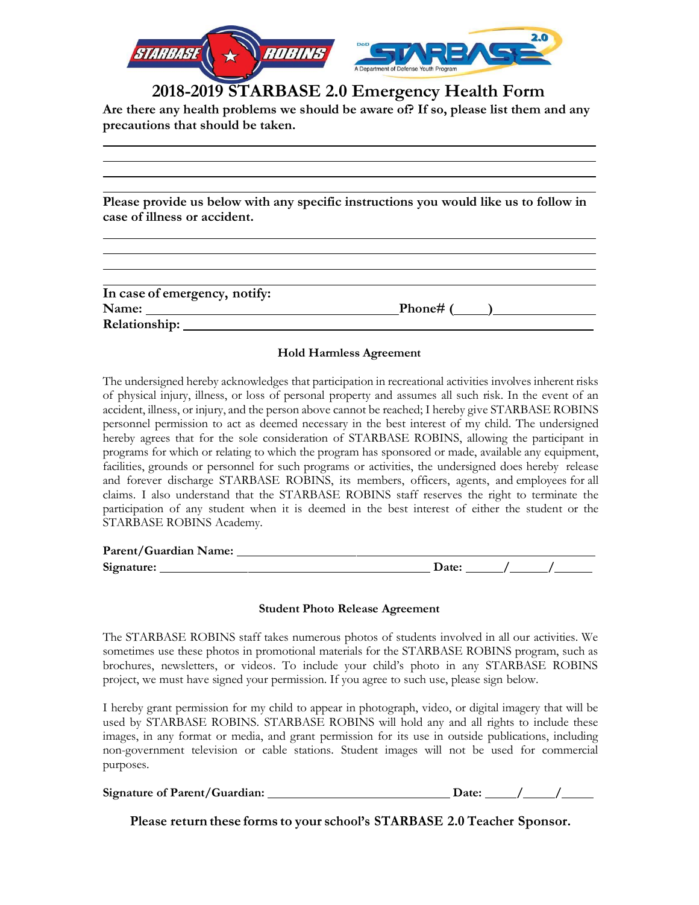# 2018-2019 STARBASE 2.0 Emergency Health Form

**Are there any health problems we should be aware of? If so, please list them and any precautions that should be taken.**

______________________________________________________________________

______________________________________________________________________

______________________________________________________________________

______________________________________________________________________

**Please provide us below with any specific instructions you would like us to follow in case of illness or accident.**

______________________________________________________________________

______________________________________________________________________

______________________________________________________________________

______________________________________________________________________

**In case of emergency, notify:**

**Name:** ________________________________ **Phone# (____)** ______________

**Relationship:** ______________________________________________

**Hold Harmless Agreement**

The undersigned hereby acknowledges that participation in recreational activities involves inherent risks of physical injury, illness, or loss of personal property and assumes all such risk. In the event of an accident, illness, or injury, and the person above cannot be reached; I hereby give STARBASE ROBINS personnel permission to act as deemed necessary in the best interest of my child. The undersigned hereby agrees that for the sole consideration of STARBASE ROBINS, allowing the participant in programs for which or relating to which the program has sponsored or made, available any equipment, facilities, grounds or personnel for such programs or activities, the undersigned does hereby release and forever discharge STARBASE ROBINS, its members, officers, agents, and employees for all claims. I also understand that the STARBASE ROBINS staff reserves the right to terminate the participation of any student when it is deemed in the best interest of either the student or the STARBASE ROBINS Academy.

**Parent/Guardian Name:** ________________________________________

**Signature:** ________________________________ **Date:** _____/_____/_____

**Student Photo Release Agreement**

The STARBASE ROBINS staff takes numerous photos of students involved in all our activities. We sometimes use these photos in promotional materials for the STARBASE ROBINS program, such as brochures, newsletters, or videos. To include your child's photo in any STARBASE ROBINS project, we must have signed your permission. If you agree to such use, please sign below.

I hereby grant permission for my child to appear in photograph, video, or digital imagery that will be used by STARBASE ROBINS. STARBASE ROBINS will hold any and all rights to include these images, in any format or media, and grant permission for its use in outside publications, including non-government television or cable stations. Student images will not be used for commercial purposes.

**Signature of Parent/Guardian:** ____________________________ **Date:** _____/_____/_____

**Please return these forms to your school's STARBASE 2.0 Teacher Sponsor.**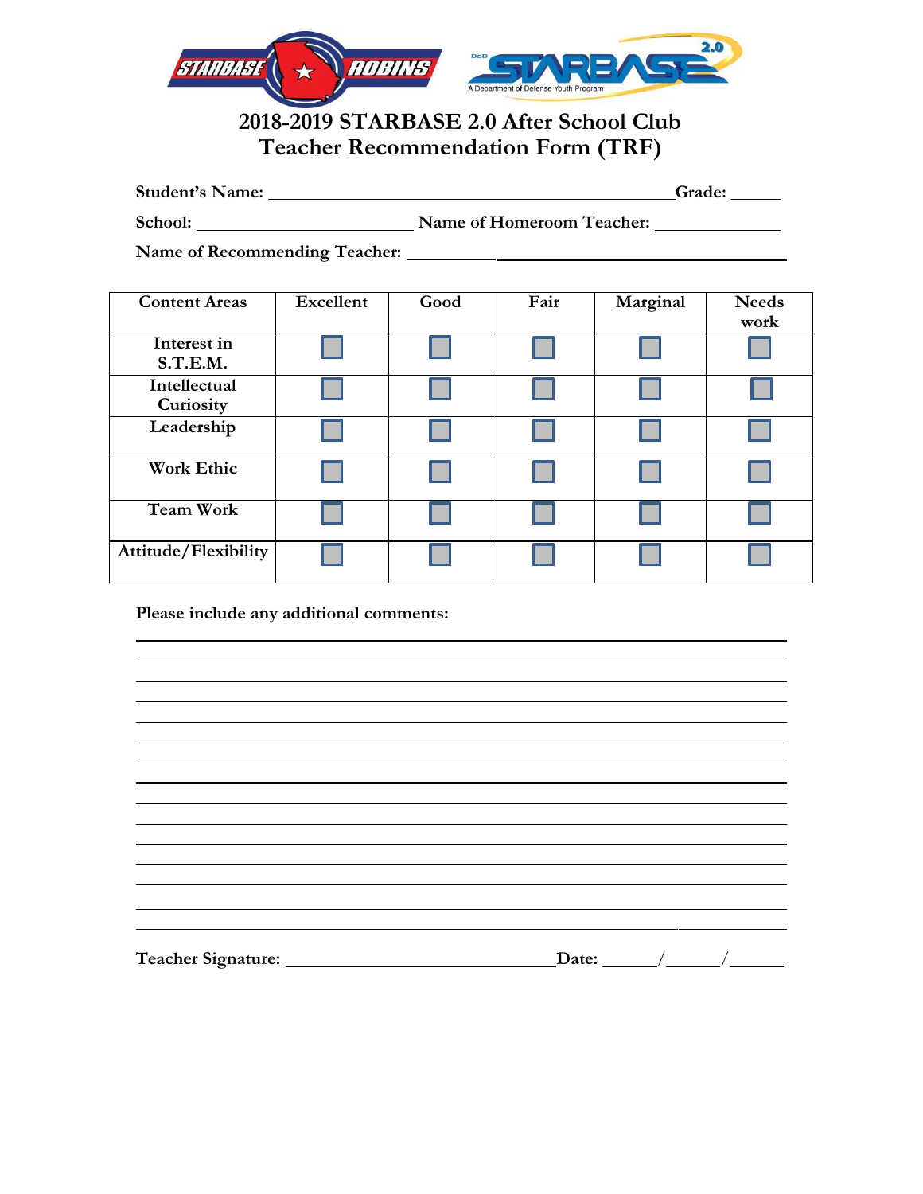# 2018-2019 STARBASE 2.0 After School Club
# Teacher Recommendation Form (TRF)

**Student's Name:** ________________________________________**Grade:** _____

**School:** ______________________ **Name of Homeroom Teacher:** ____________

**Name of Recommending Teacher:** ______________________________________

| Content Areas | Excellent | Good | Fair | Marginal | Needs work |
|---|---|---|---|---|---|
| Interest in S.T.E.M. | ☐ | ☐ | ☐ | ☐ | ☐ |
| Intellectual Curiosity | ☐ | ☐ | ☐ | ☐ | ☐ |
| Leadership | ☐ | ☐ | ☐ | ☐ | ☐ |
| Work Ethic | ☐ | ☐ | ☐ | ☐ | ☐ |
| Team Work | ☐ | ☐ | ☐ | ☐ | ☐ |
| Attitude/Flexibility | ☐ | ☐ | ☐ | ☐ | ☐ |

**Please include any additional comments:**

______________________________________________________________________

______________________________________________________________________

______________________________________________________________________

______________________________________________________________________

______________________________________________________________________

______________________________________________________________________

______________________________________________________________________

______________________________________________________________________

______________________________________________________________________

______________________________________________________________________

______________________________________________________________________

______________________________________________________________________

______________________________________________________________________

______________________________________________________________________

______________________________________________________________________

**Teacher Signature:** ______________________________**Date:** _____/_____/_____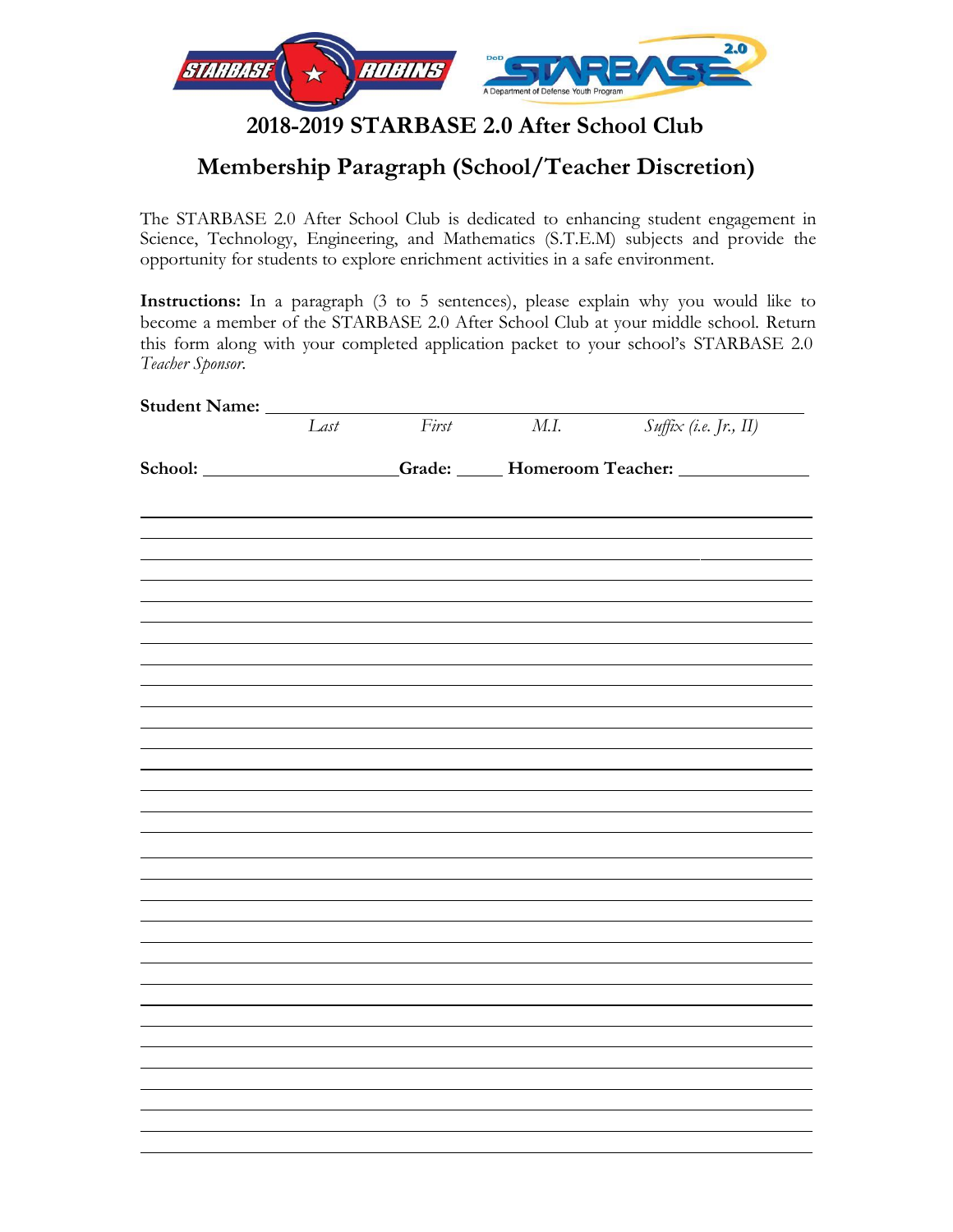## 2018-2019 STARBASE 2.0 After School Club

## Membership Paragraph (School/Teacher Discretion)

The STARBASE 2.0 After School Club is dedicated to enhancing student engagement in Science, Technology, Engineering, and Mathematics (S.T.E.M) subjects and provide the opportunity for students to explore enrichment activities in a safe environment.

**Instructions:** In a paragraph (3 to 5 sentences), please explain why you would like to become a member of the STARBASE 2.0 After School Club at your middle school. Return this form along with your completed application packet to your school's STARBASE 2.0 *Teacher Sponsor*.

**Student Name:** ______________________________________________

*Last* *First* *M.I.* *Suffix (i.e. Jr., II)*

**School:** ____________________ **Grade:** _____ **Homeroom Teacher:** ______________